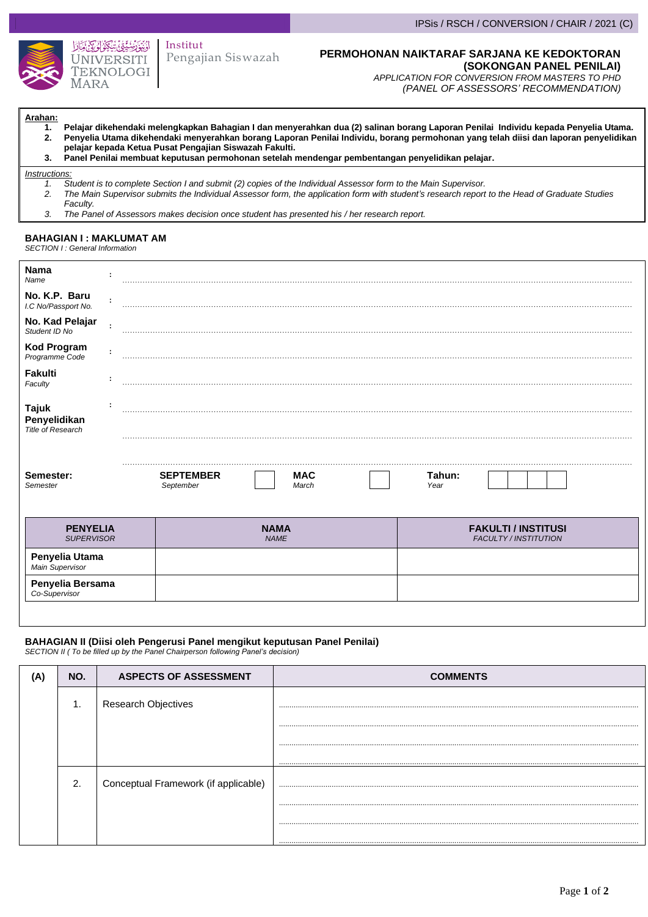IPSis / RSCH / CONVERSION / CHAIR / 2021 (C)

UNIVERSITI TEKNOLOGI MARA

Institut Pengajian Siswazah

# PERMOHONAN NAIKTARAF SARJANA KE KEDOKTORAN (SOKONGAN PANEL PENILAI)

*APPLICATION FOR CONVERSION FROM MASTERS TO PHD (PANEL OF ASSESSORS' RECOMMENDATION)*

**Arahan:**

1. **Pelajar dikehendaki melengkapkan Bahagian I dan menyerahkan dua (2) salinan borang Laporan Penilai Individu kepada Penyelia Utama.**
2. **Penyelia Utama dikehendaki menyerahkan borang Laporan Penilai Individu, borang permohonan yang telah diisi dan laporan penyelidikan pelajar kepada Ketua Pusat Pengajian Siswazah Fakulti.**
3. **Panel Penilai membuat keputusan permohonan setelah mendengar pembentangan penyelidikan pelajar.**

*Instructions:*

1. *Student is to complete Section I and submit (2) copies of the Individual Assessor form to the Main Supervisor.*
2. *The Main Supervisor submits the Individual Assessor form, the application form with student's research report to the Head of Graduate Studies Faculty.*
3. *The Panel of Assessors makes decision once student has presented his / her research report.*

## BAHAGIAN I : MAKLUMAT AM

*SECTION I : General Information*

**Nama** *Name* : ..................................................

**No. K.P. Baru** *I.C No/Passport No.* : ..................................................

**No. Kad Pelajar** *Student ID No* : ..................................................

**Kod Program** *Programme Code* : ..................................................

**Fakulti** *Faculty* : ..................................................

**Tajuk Penyelidikan** *Title of Research* : ..................................................

..................................................

..................................................

**Semester:** *Semester* **SEPTEMBER** *September* ☐ **MAC** *March* ☐ **Tahun:** *Year* ☐☐☐☐

| **PENYELIA** *SUPERVISOR* | **NAMA** *NAME* | **FAKULTI / INSTITUSI** *FACULTY / INSTITUTION* |
|---|---|---|
| **Penyelia Utama** *Main Supervisor* | | |
| **Penyelia Bersama** *Co-Supervisor* | | |

## BAHAGIAN II (Diisi oleh Pengerusi Panel mengikut keputusan Panel Penilai)

*SECTION II ( To be filled up by the Panel Chairperson following Panel's decision)*

| (A) | NO. | ASPECTS OF ASSESSMENT | COMMENTS |
|---|---|---|---|
| | 1. | Research Objectives | .................................................. |
| | 2. | Conceptual Framework (if applicable) | .................................................. |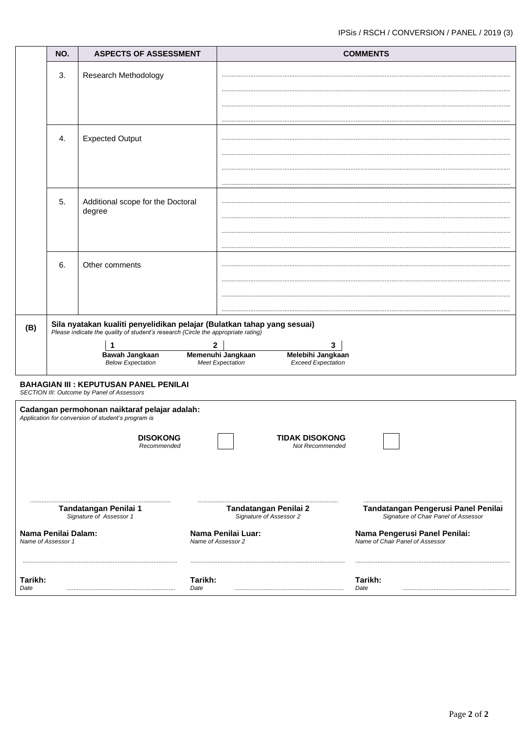| | NO. | ASPECTS OF ASSESSMENT | COMMENTS |
|---|---|---|---|
| | 3. | Research Methodology | ..................................................................................................... |
| | 4. | Expected Output | ..................................................................................................... |
| | 5. | Additional scope for the Doctoral degree | ..................................................................................................... |
| | 6. | Other comments | ..................................................................................................... |

**(B)** **Sila nyatakan kualiti penyelidikan pelajar (Bulatkan tahap yang sesuai)**
*Please indicate the quality of student's research (Circle the appropriate rating)*

| 1 | 2 | 3 |
|---|---|---|
| **Bawah Jangkaan** *Below Expectation* | **Memenuhi Jangkaan** *Meet Expectation* | **Melebihi Jangkaan** *Exceed Expectation* |

## BAHAGIAN III : KEPUTUSAN PANEL PENILAI
*SECTION III: Outcome by Panel of Assessors*

**Cadangan permohonan naiktaraf pelajar adalah:**
*Application for conversion of student's program is*

**DISOKONG** *Recommended* ☐ **TIDAK DISOKONG** *Not Recommended* ☐

| | | |
|---|---|---|
| ..................................................... | ..................................................... | ..................................................... |
| **Tandatangan Penilai 1** *Signature of Assessor 1* | **Tandatangan Penilai 2** *Signature of Assessor 2* | **Tandatangan Pengerusi Panel Penilai** *Signature of Chair Panel of Assessor* |
| **Nama Penilai Dalam:** *Name of Assessor 1* | **Nama Penilai Luar:** *Name of Assessor 2* | **Nama Pengerusi Panel Penilai:** *Name of Chair Panel of Assessor* |
| ..................................................... | ..................................................... | ..................................................... |
| **Tarikh:** *Date* ..................................... | **Tarikh:** *Date* ..................................... | **Tarikh:** *Date* ..................................... |